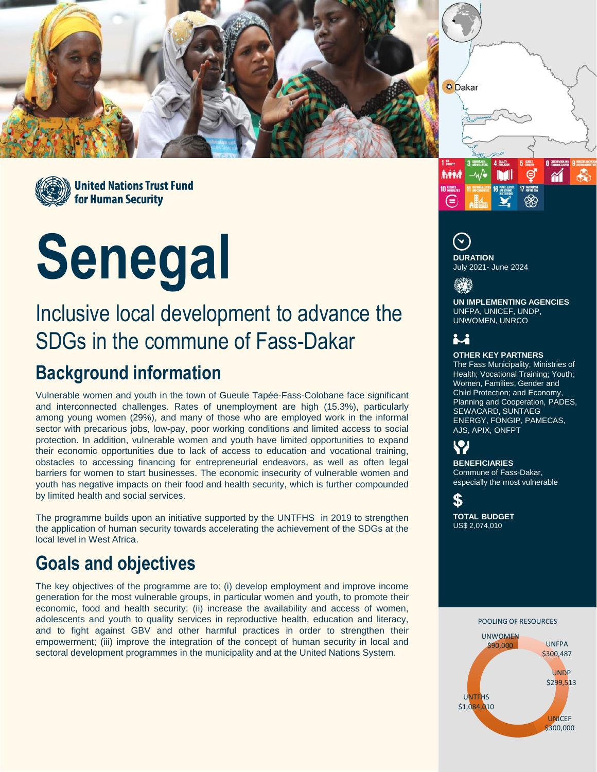United Nations Trust Fund for Human Security

# Senegal

## Inclusive local development to advance the SDGs in the commune of Fass-Dakar

## Background information

Vulnerable women and youth in the town of Gueule Tapée-Fass-Colobane face significant and interconnected challenges. Rates of unemployment are high (15.3%), particularly among young women (29%), and many of those who are employed work in the informal sector with precarious jobs, low-pay, poor working conditions and limited access to social protection. In addition, vulnerable women and youth have limited opportunities to expand their economic opportunities due to lack of access to education and vocational training, obstacles to accessing financing for entrepreneurial endeavors, as well as often legal barriers for women to start businesses. The economic insecurity of vulnerable women and youth has negative impacts on their food and health security, which is further compounded by limited health and social services.

The programme builds upon an initiative supported by the UNTFHS in 2019 to strengthen the application of human security towards accelerating the achievement of the SDGs at the local level in West Africa.

## Goals and objectives

The key objectives of the programme are to: (i) develop employment and improve income generation for the most vulnerable groups, in particular women and youth, to promote their economic, food and health security; (ii) increase the availability and access of women, adolescents and youth to quality services in reproductive health, education and literacy, and to fight against GBV and other harmful practices in order to strengthen their empowerment; (iii) improve the integration of the concept of human security in local and sectoral development programmes in the municipality and at the United Nations System.

**DURATION**
July 2021- June 2024

**UN IMPLEMENTING AGENCIES**
UNFPA, UNICEF, UNDP, UNWOMEN, UNRCO

**OTHER KEY PARTNERS**
The Fass Municipality, Ministries of Health; Vocational Training; Youth; Women, Families, Gender and Child Protection; and Economy, Planning and Cooperation, PADES, SEWACARD, SUNTAEG ENERGY, FONGIP, PAMECAS, AJS, APIX, ONFPT

**BENEFICIARIES**
Commune of Fass-Dakar, especially the most vulnerable

**TOTAL BUDGET**
US$ 2,074,010

POOLING OF RESOURCES

| Agency | Amount |
| --- | --- |
| UNWOMEN | $90,000 |
| UNFPA | $300,487 |
| UNDP | $299,513 |
| UNICEF | $300,000 |
| UNTFHS | $1,084,010 |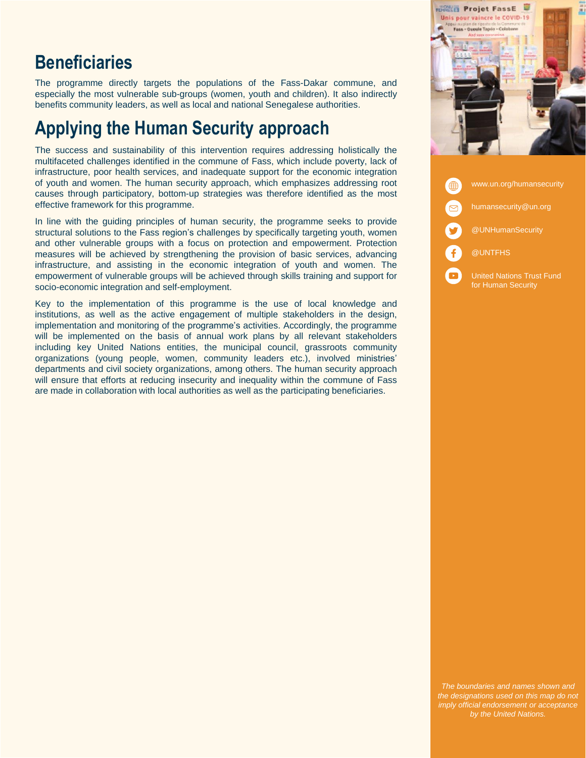## Beneficiaries

The programme directly targets the populations of the Fass-Dakar commune, and especially the most vulnerable sub-groups (women, youth and children). It also indirectly benefits community leaders, as well as local and national Senegalese authorities.

## Applying the Human Security approach

The success and sustainability of this intervention requires addressing holistically the multifaceted challenges identified in the commune of Fass, which include poverty, lack of infrastructure, poor health services, and inadequate support for the economic integration of youth and women. The human security approach, which emphasizes addressing root causes through participatory, bottom-up strategies was therefore identified as the most effective framework for this programme.

In line with the guiding principles of human security, the programme seeks to provide structural solutions to the Fass region's challenges by specifically targeting youth, women and other vulnerable groups with a focus on protection and empowerment. Protection measures will be achieved by strengthening the provision of basic services, advancing infrastructure, and assisting in the economic integration of youth and women. The empowerment of vulnerable groups will be achieved through skills training and support for socio-economic integration and self-employment.

Key to the implementation of this programme is the use of local knowledge and institutions, as well as the active engagement of multiple stakeholders in the design, implementation and monitoring of the programme's activities. Accordingly, the programme will be implemented on the basis of annual work plans by all relevant stakeholders including key United Nations entities, the municipal council, grassroots community organizations (young people, women, community leaders etc.), involved ministries' departments and civil society organizations, among others. The human security approach will ensure that efforts at reducing insecurity and inequality within the commune of Fass are made in collaboration with local authorities as well as the participating beneficiaries.

www.un.org/humansecurity

humansecurity@un.org

@UNHumanSecurity

@UNTFHS

United Nations Trust Fund for Human Security

*The boundaries and names shown and the designations used on this map do not imply official endorsement or acceptance by the United Nations.*